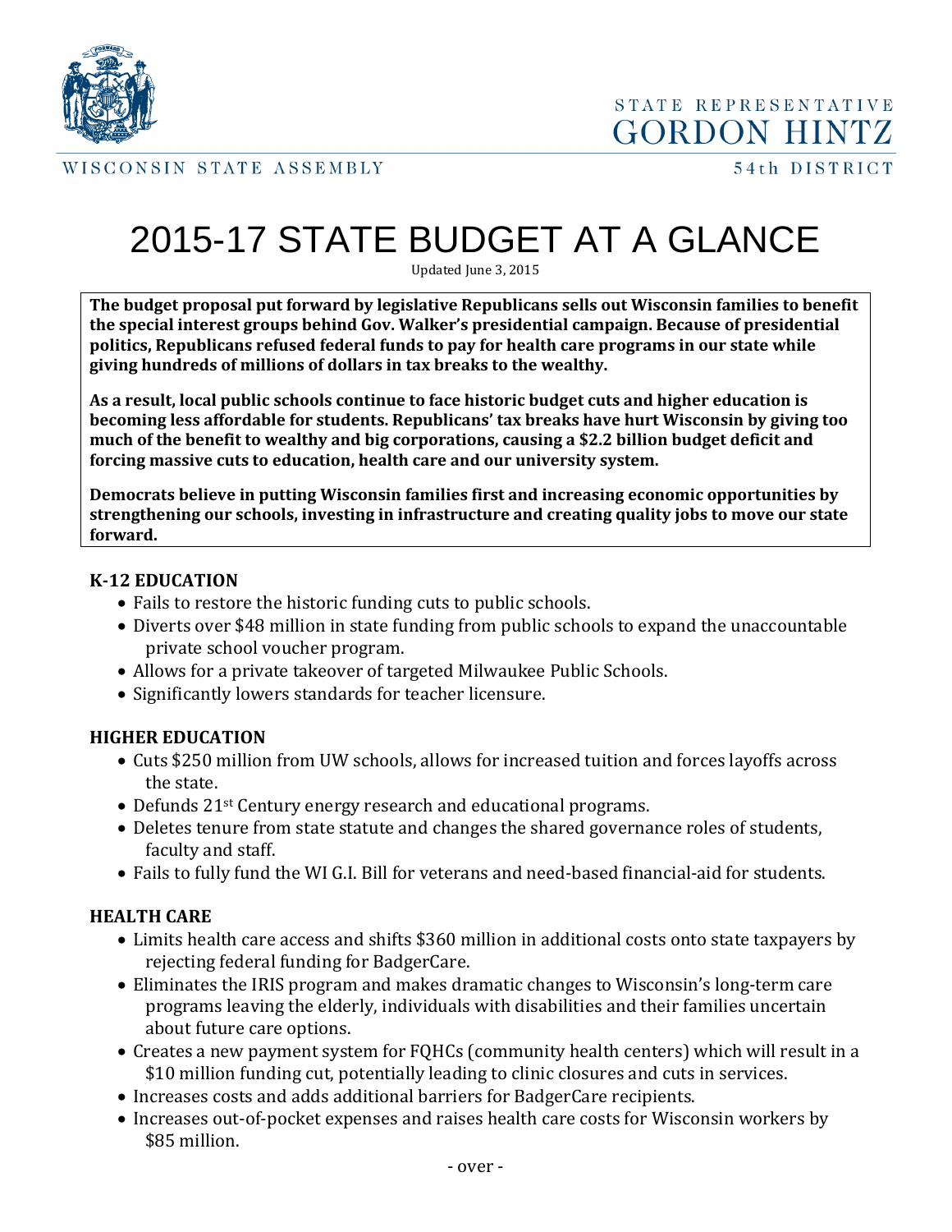STATE REPRESENTATIVE
GORDON HINTZ

WISCONSIN STATE ASSEMBLY

54th DISTRICT

# 2015-17 STATE BUDGET AT A GLANCE

Updated June 3, 2015

**The budget proposal put forward by legislative Republicans sells out Wisconsin families to benefit the special interest groups behind Gov. Walker's presidential campaign. Because of presidential politics, Republicans refused federal funds to pay for health care programs in our state while giving hundreds of millions of dollars in tax breaks to the wealthy.**

**As a result, local public schools continue to face historic budget cuts and higher education is becoming less affordable for students. Republicans' tax breaks have hurt Wisconsin by giving too much of the benefit to wealthy and big corporations, causing a $2.2 billion budget deficit and forcing massive cuts to education, health care and our university system.**

**Democrats believe in putting Wisconsin families first and increasing economic opportunities by strengthening our schools, investing in infrastructure and creating quality jobs to move our state forward.**

## K-12 EDUCATION

- Fails to restore the historic funding cuts to public schools.
- Diverts over $48 million in state funding from public schools to expand the unaccountable private school voucher program.
- Allows for a private takeover of targeted Milwaukee Public Schools.
- Significantly lowers standards for teacher licensure.

## HIGHER EDUCATION

- Cuts $250 million from UW schools, allows for increased tuition and forces layoffs across the state.
- Defunds 21st Century energy research and educational programs.
- Deletes tenure from state statute and changes the shared governance roles of students, faculty and staff.
- Fails to fully fund the WI G.I. Bill for veterans and need-based financial-aid for students.

## HEALTH CARE

- Limits health care access and shifts $360 million in additional costs onto state taxpayers by rejecting federal funding for BadgerCare.
- Eliminates the IRIS program and makes dramatic changes to Wisconsin's long-term care programs leaving the elderly, individuals with disabilities and their families uncertain about future care options.
- Creates a new payment system for FQHCs (community health centers) which will result in a $10 million funding cut, potentially leading to clinic closures and cuts in services.
- Increases costs and adds additional barriers for BadgerCare recipients.
- Increases out-of-pocket expenses and raises health care costs for Wisconsin workers by $85 million.

- over -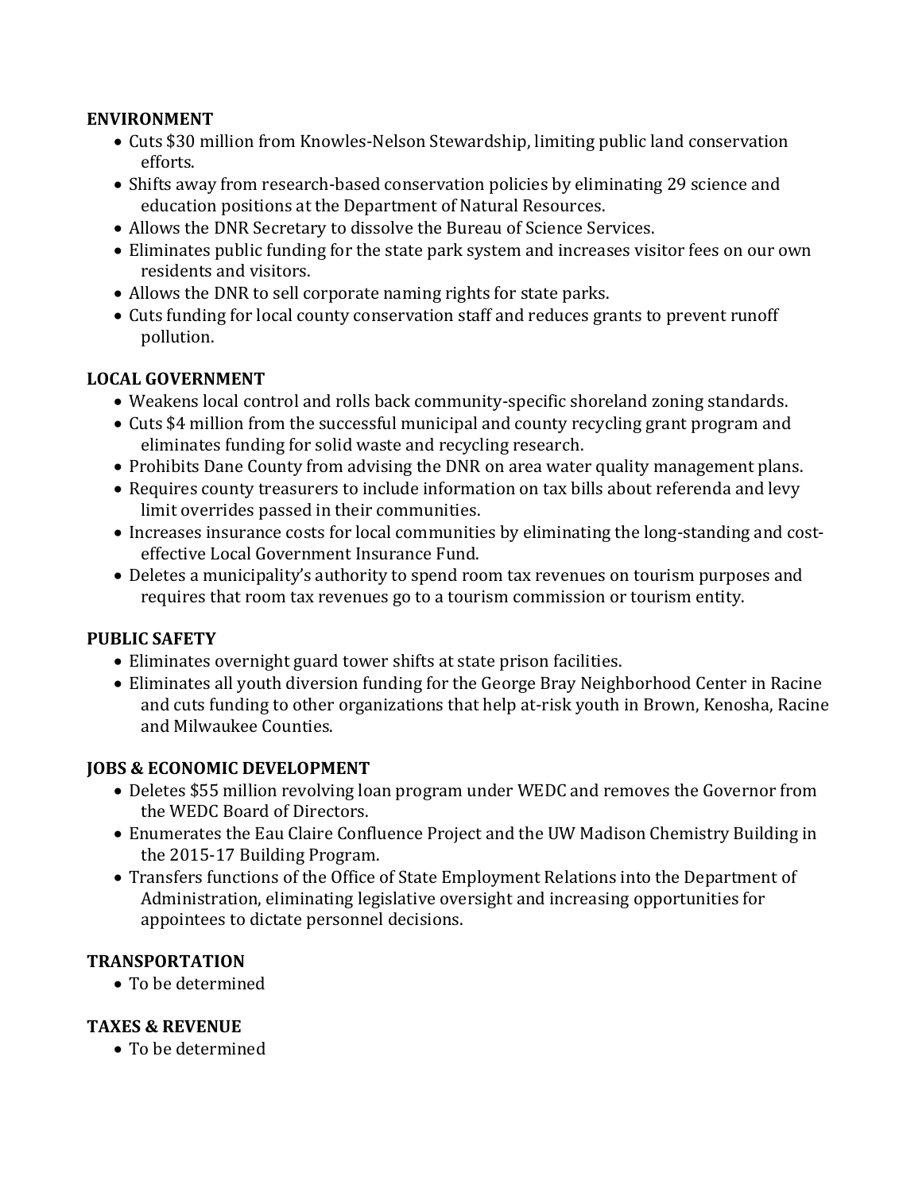**ENVIRONMENT**

- Cuts $30 million from Knowles-Nelson Stewardship, limiting public land conservation efforts.
- Shifts away from research-based conservation policies by eliminating 29 science and education positions at the Department of Natural Resources.
- Allows the DNR Secretary to dissolve the Bureau of Science Services.
- Eliminates public funding for the state park system and increases visitor fees on our own residents and visitors.
- Allows the DNR to sell corporate naming rights for state parks.
- Cuts funding for local county conservation staff and reduces grants to prevent runoff pollution.

**LOCAL GOVERNMENT**

- Weakens local control and rolls back community-specific shoreland zoning standards.
- Cuts $4 million from the successful municipal and county recycling grant program and eliminates funding for solid waste and recycling research.
- Prohibits Dane County from advising the DNR on area water quality management plans.
- Requires county treasurers to include information on tax bills about referenda and levy limit overrides passed in their communities.
- Increases insurance costs for local communities by eliminating the long-standing and cost-effective Local Government Insurance Fund.
- Deletes a municipality's authority to spend room tax revenues on tourism purposes and requires that room tax revenues go to a tourism commission or tourism entity.

**PUBLIC SAFETY**

- Eliminates overnight guard tower shifts at state prison facilities.
- Eliminates all youth diversion funding for the George Bray Neighborhood Center in Racine and cuts funding to other organizations that help at-risk youth in Brown, Kenosha, Racine and Milwaukee Counties.

**JOBS & ECONOMIC DEVELOPMENT**

- Deletes $55 million revolving loan program under WEDC and removes the Governor from the WEDC Board of Directors.
- Enumerates the Eau Claire Confluence Project and the UW Madison Chemistry Building in the 2015-17 Building Program.
- Transfers functions of the Office of State Employment Relations into the Department of Administration, eliminating legislative oversight and increasing opportunities for appointees to dictate personnel decisions.

**TRANSPORTATION**

- To be determined

**TAXES & REVENUE**

- To be determined